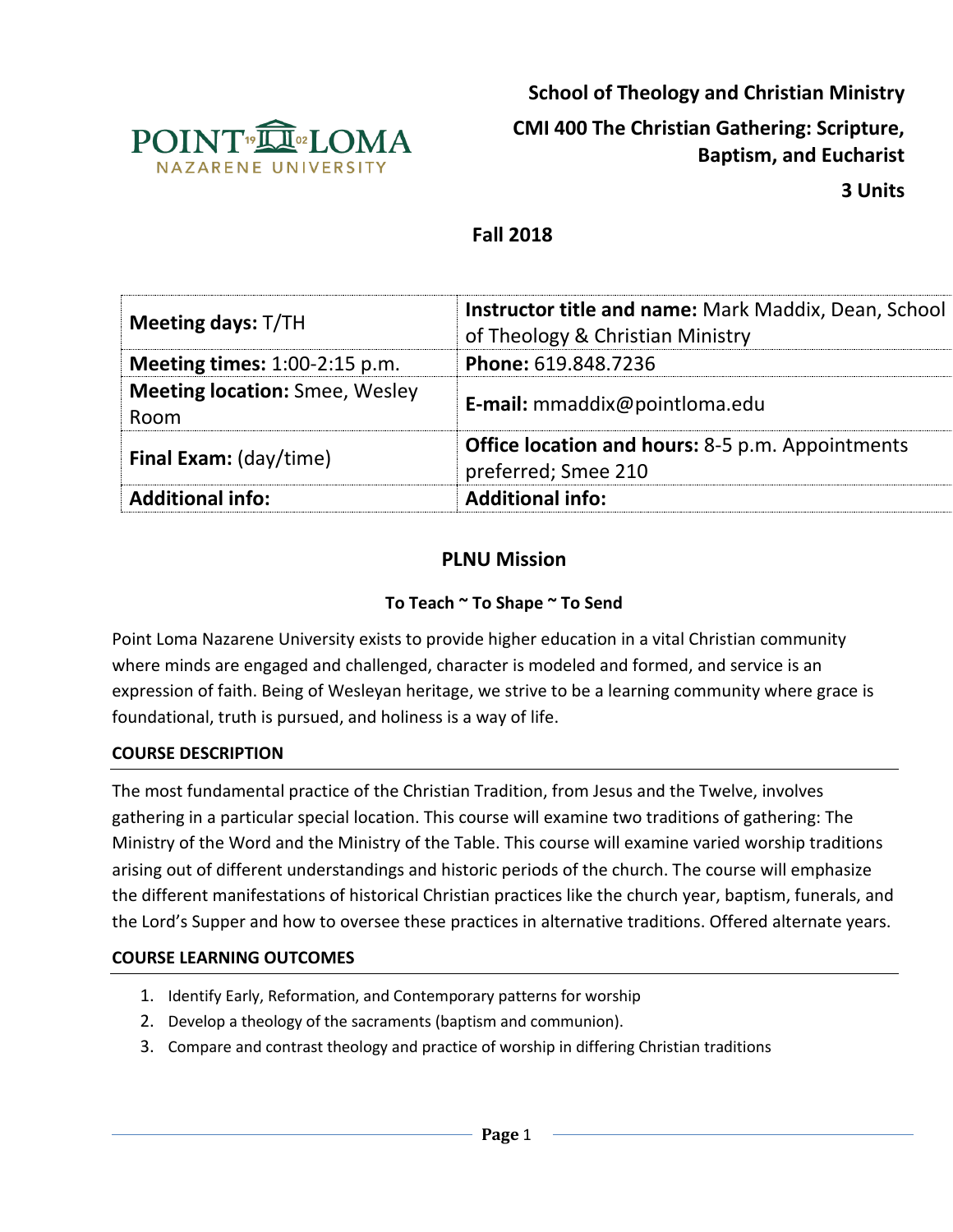**School of Theology and Christian Ministry**

**CMI 400 The Christian Gathering: Scripture, Baptism, and Eucharist**

**3 Units**

**Fall 2018**

| **Meeting days:** T/TH | **Instructor title and name:** Mark Maddix, Dean, School of Theology & Christian Ministry |
|---|---|
| **Meeting times:** 1:00-2:15 p.m. | **Phone:** 619.848.7236 |
| **Meeting location:** Smee, Wesley Room | **E-mail:** mmaddix@pointloma.edu |
| **Final Exam:** (day/time) | **Office location and hours:** 8-5 p.m. Appointments preferred; Smee 210 |
| **Additional info:** | **Additional info:** |

## PLNU Mission

### To Teach ~ To Shape ~ To Send

Point Loma Nazarene University exists to provide higher education in a vital Christian community where minds are engaged and challenged, character is modeled and formed, and service is an expression of faith. Being of Wesleyan heritage, we strive to be a learning community where grace is foundational, truth is pursued, and holiness is a way of life.

### COURSE DESCRIPTION

The most fundamental practice of the Christian Tradition, from Jesus and the Twelve, involves gathering in a particular special location. This course will examine two traditions of gathering: The Ministry of the Word and the Ministry of the Table. This course will examine varied worship traditions arising out of different understandings and historic periods of the church. The course will emphasize the different manifestations of historical Christian practices like the church year, baptism, funerals, and the Lord's Supper and how to oversee these practices in alternative traditions. Offered alternate years.

### COURSE LEARNING OUTCOMES

1. Identify Early, Reformation, and Contemporary patterns for worship
2. Develop a theology of the sacraments (baptism and communion).
3. Compare and contrast theology and practice of worship in differing Christian traditions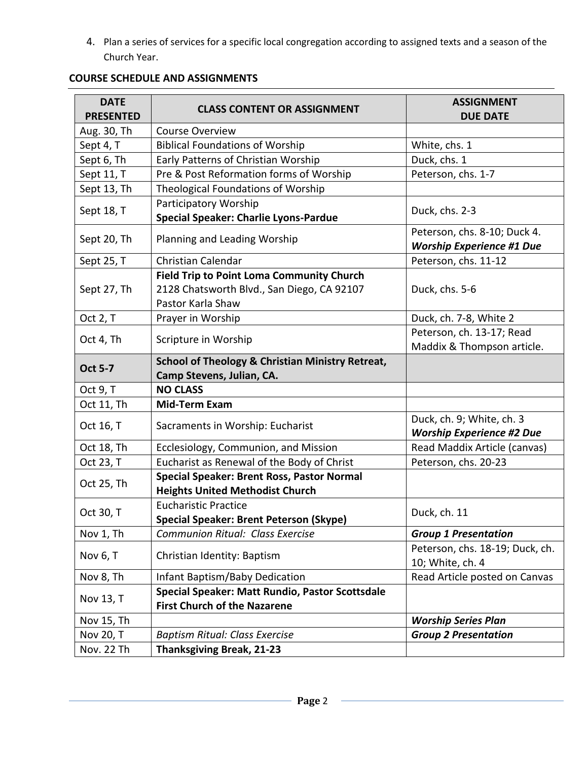4. Plan a series of services for a specific local congregation according to assigned texts and a season of the Church Year.

## COURSE SCHEDULE AND ASSIGNMENTS

| DATE PRESENTED | CLASS CONTENT OR ASSIGNMENT | ASSIGNMENT DUE DATE |
|---|---|---|
| Aug. 30, Th | Course Overview | |
| Sept 4, T | Biblical Foundations of Worship | White, chs. 1 |
| Sept 6, Th | Early Patterns of Christian Worship | Duck, chs. 1 |
| Sept 11, T | Pre & Post Reformation forms of Worship | Peterson, chs. 1-7 |
| Sept 13, Th | Theological Foundations of Worship | |
| Sept 18, T | Participatory Worship<br>**Special Speaker: Charlie Lyons-Pardue** | Duck, chs. 2-3 |
| Sept 20, Th | Planning and Leading Worship | Peterson, chs. 8-10; Duck 4.<br>***Worship Experience #1 Due*** |
| Sept 25, T | Christian Calendar | Peterson, chs. 11-12 |
| Sept 27, Th | **Field Trip to Point Loma Community Church**<br>2128 Chatsworth Blvd., San Diego, CA 92107<br>Pastor Karla Shaw | Duck, chs. 5-6 |
| Oct 2, T | Prayer in Worship | Duck, ch. 7-8, White 2 |
| Oct 4, Th | Scripture in Worship | Peterson, ch. 13-17; Read Maddix & Thompson article. |
| **Oct 5-7** | **School of Theology & Christian Ministry Retreat, Camp Stevens, Julian, CA.** | |
| Oct 9, T | **NO CLASS** | |
| Oct 11, Th | **Mid-Term Exam** | |
| Oct 16, T | Sacraments in Worship: Eucharist | Duck, ch. 9; White, ch. 3<br>***Worship Experience #2 Due*** |
| Oct 18, Th | Ecclesiology, Communion, and Mission | Read Maddix Article (canvas) |
| Oct 23, T | Eucharist as Renewal of the Body of Christ | Peterson, chs. 20-23 |
| Oct 25, Th | **Special Speaker: Brent Ross, Pastor Normal Heights United Methodist Church** | |
| Oct 30, T | Eucharistic Practice<br>**Special Speaker: Brent Peterson (Skype)** | Duck, ch. 11 |
| Nov 1, Th | *Communion Ritual: Class Exercise* | ***Group 1 Presentation*** |
| Nov 6, T | Christian Identity: Baptism | Peterson, chs. 18-19; Duck, ch. 10; White, ch. 4 |
| Nov 8, Th | Infant Baptism/Baby Dedication | Read Article posted on Canvas |
| Nov 13, T | **Special Speaker: Matt Rundio, Pastor Scottsdale First Church of the Nazarene** | |
| Nov 15, Th | | ***Worship Series Plan*** |
| Nov 20, T | *Baptism Ritual: Class Exercise* | ***Group 2 Presentation*** |
| Nov. 22 Th | **Thanksgiving Break, 21-23** | |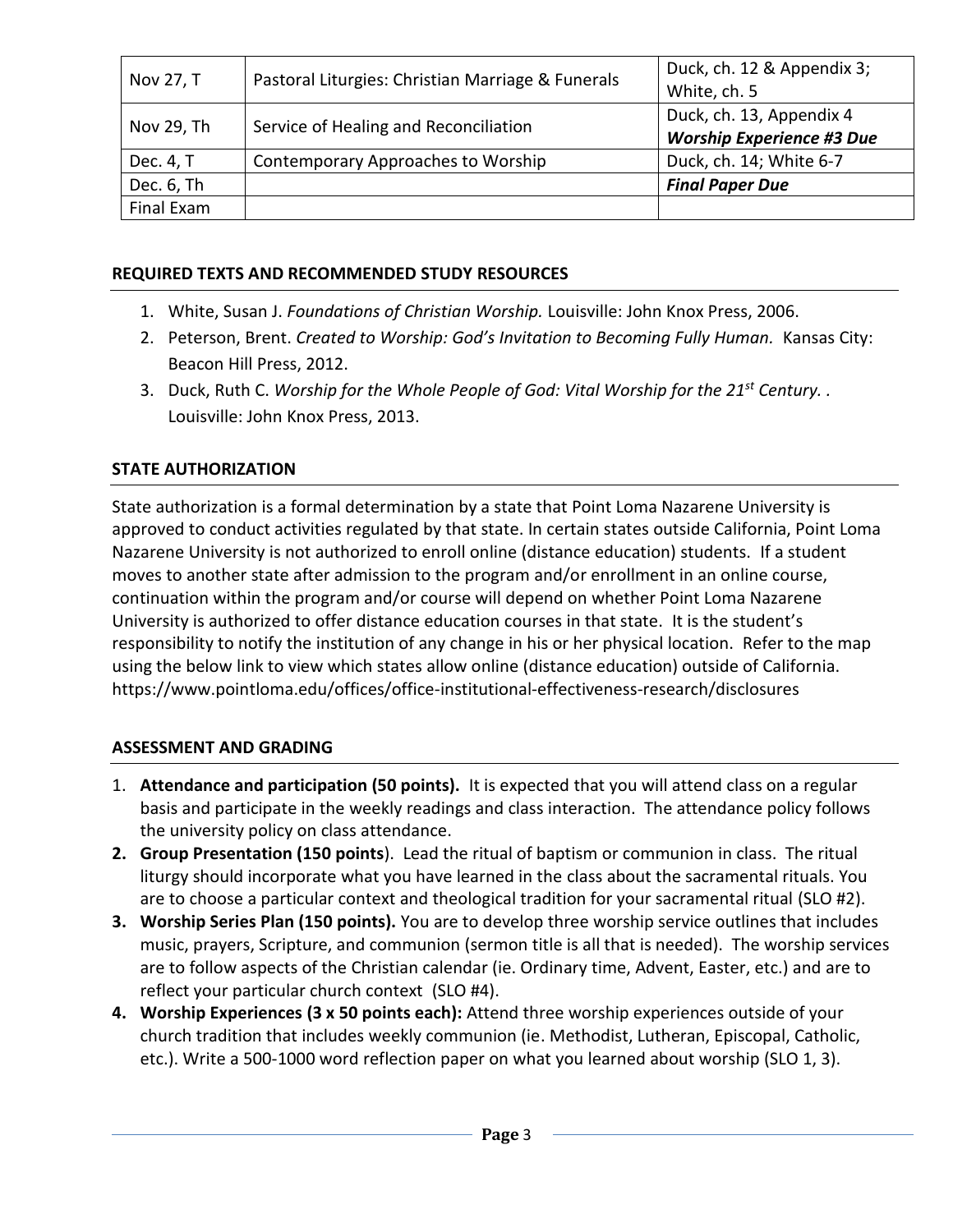| Nov 27, T | Pastoral Liturgies: Christian Marriage & Funerals | Duck, ch. 12 & Appendix 3; White, ch. 5 |
|---|---|---|
| Nov 29, Th | Service of Healing and Reconciliation | Duck, ch. 13, Appendix 4 ***Worship Experience #3 Due*** |
| Dec. 4, T | Contemporary Approaches to Worship | Duck, ch. 14; White 6-7 |
| Dec. 6, Th | | ***Final Paper Due*** |
| Final Exam | | |

## REQUIRED TEXTS AND RECOMMENDED STUDY RESOURCES

1. White, Susan J. *Foundations of Christian Worship.* Louisville: John Knox Press, 2006.
2. Peterson, Brent. *Created to Worship: God's Invitation to Becoming Fully Human.* Kansas City: Beacon Hill Press, 2012.
3. Duck, Ruth C. *Worship for the Whole People of God: Vital Worship for the 21st Century.* . Louisville: John Knox Press, 2013.

## STATE AUTHORIZATION

State authorization is a formal determination by a state that Point Loma Nazarene University is approved to conduct activities regulated by that state. In certain states outside California, Point Loma Nazarene University is not authorized to enroll online (distance education) students. If a student moves to another state after admission to the program and/or enrollment in an online course, continuation within the program and/or course will depend on whether Point Loma Nazarene University is authorized to offer distance education courses in that state. It is the student's responsibility to notify the institution of any change in his or her physical location. Refer to the map using the below link to view which states allow online (distance education) outside of California. https://www.pointloma.edu/offices/office-institutional-effectiveness-research/disclosures

## ASSESSMENT AND GRADING

1. **Attendance and participation (50 points).** It is expected that you will attend class on a regular basis and participate in the weekly readings and class interaction. The attendance policy follows the university policy on class attendance.
2. **Group Presentation (150 points**). Lead the ritual of baptism or communion in class. The ritual liturgy should incorporate what you have learned in the class about the sacramental rituals. You are to choose a particular context and theological tradition for your sacramental ritual (SLO #2).
3. **Worship Series Plan (150 points).** You are to develop three worship service outlines that includes music, prayers, Scripture, and communion (sermon title is all that is needed). The worship services are to follow aspects of the Christian calendar (ie. Ordinary time, Advent, Easter, etc.) and are to reflect your particular church context (SLO #4).
4. **Worship Experiences (3 x 50 points each):** Attend three worship experiences outside of your church tradition that includes weekly communion (ie. Methodist, Lutheran, Episcopal, Catholic, etc.). Write a 500-1000 word reflection paper on what you learned about worship (SLO 1, 3).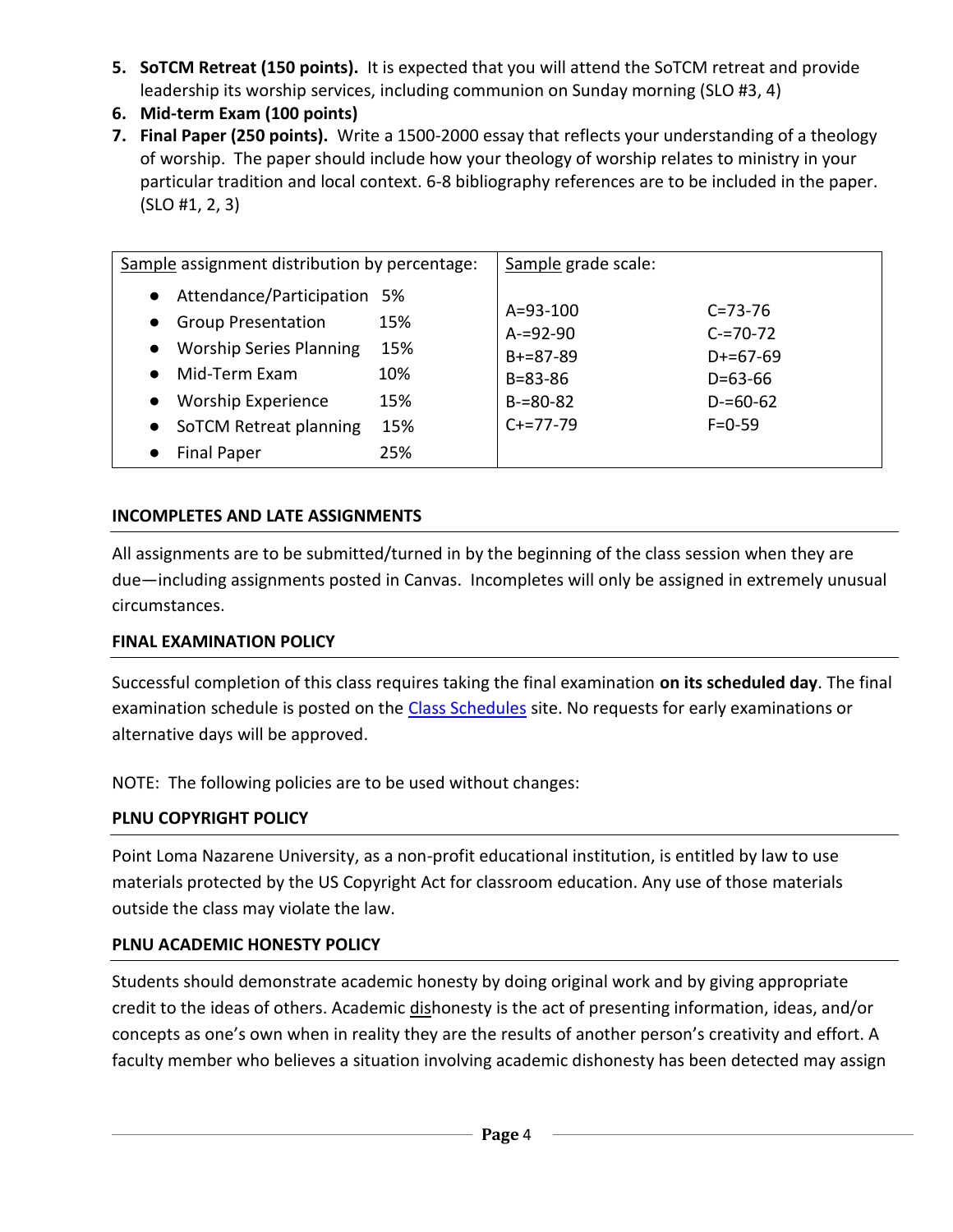5. **SoTCM Retreat (150 points).** It is expected that you will attend the SoTCM retreat and provide leadership its worship services, including communion on Sunday morning (SLO #3, 4)
6. **Mid-term Exam (100 points)**
7. **Final Paper (250 points).** Write a 1500-2000 essay that reflects your understanding of a theology of worship. The paper should include how your theology of worship relates to ministry in your particular tradition and local context. 6-8 bibliography references are to be included in the paper. (SLO #1, 2, 3)

| Sample assignment distribution by percentage: | | Sample grade scale: | |
|---|---|---|---|
| • Attendance/Participation | 5% | A=93-100 | C=73-76 |
| • Group Presentation | 15% | A-=92-90 | C-=70-72 |
| • Worship Series Planning | 15% | B+=87-89 | D+=67-69 |
| • Mid-Term Exam | 10% | B=83-86 | D=63-66 |
| • Worship Experience | 15% | B-=80-82 | D-=60-62 |
| • SoTCM Retreat planning | 15% | C+=77-79 | F=0-59 |
| • Final Paper | 25% | | |

**INCOMPLETES AND LATE ASSIGNMENTS**

All assignments are to be submitted/turned in by the beginning of the class session when they are due—including assignments posted in Canvas. Incompletes will only be assigned in extremely unusual circumstances.

**FINAL EXAMINATION POLICY**

Successful completion of this class requires taking the final examination **on its scheduled day**. The final examination schedule is posted on the Class Schedules site. No requests for early examinations or alternative days will be approved.

NOTE: The following policies are to be used without changes:

**PLNU COPYRIGHT POLICY**

Point Loma Nazarene University, as a non-profit educational institution, is entitled by law to use materials protected by the US Copyright Act for classroom education. Any use of those materials outside the class may violate the law.

**PLNU ACADEMIC HONESTY POLICY**

Students should demonstrate academic honesty by doing original work and by giving appropriate credit to the ideas of others. Academic dishonesty is the act of presenting information, ideas, and/or concepts as one's own when in reality they are the results of another person's creativity and effort. A faculty member who believes a situation involving academic dishonesty has been detected may assign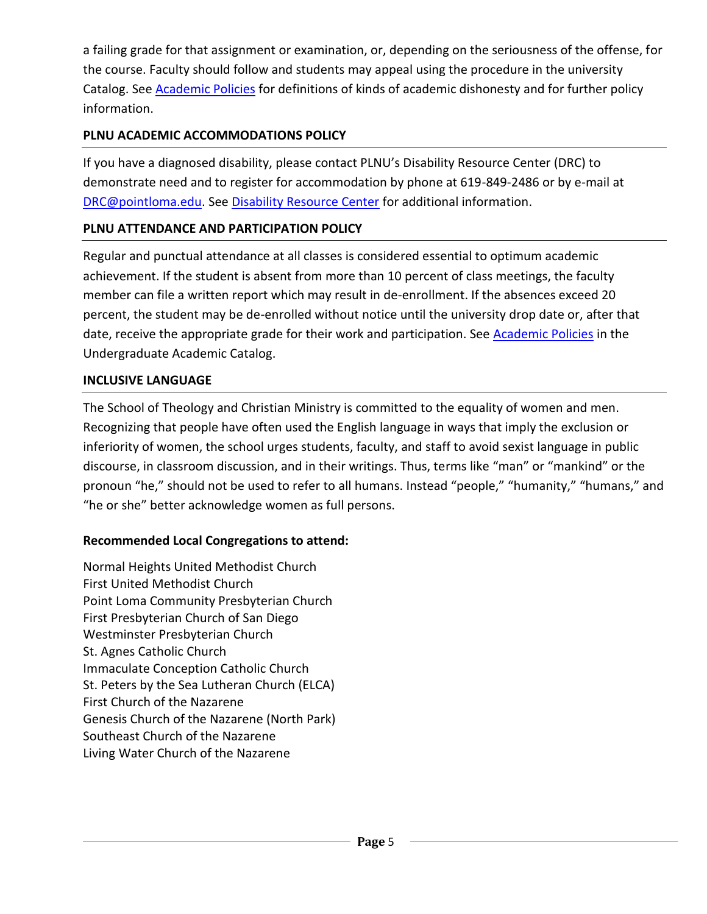a failing grade for that assignment or examination, or, depending on the seriousness of the offense, for the course. Faculty should follow and students may appeal using the procedure in the university Catalog. See Academic Policies for definitions of kinds of academic dishonesty and for further policy information.

### PLNU ACADEMIC ACCOMMODATIONS POLICY

If you have a diagnosed disability, please contact PLNU's Disability Resource Center (DRC) to demonstrate need and to register for accommodation by phone at 619-849-2486 or by e-mail at DRC@pointloma.edu. See Disability Resource Center for additional information.

### PLNU ATTENDANCE AND PARTICIPATION POLICY

Regular and punctual attendance at all classes is considered essential to optimum academic achievement. If the student is absent from more than 10 percent of class meetings, the faculty member can file a written report which may result in de-enrollment. If the absences exceed 20 percent, the student may be de-enrolled without notice until the university drop date or, after that date, receive the appropriate grade for their work and participation. See Academic Policies in the Undergraduate Academic Catalog.

### INCLUSIVE LANGUAGE

The School of Theology and Christian Ministry is committed to the equality of women and men. Recognizing that people have often used the English language in ways that imply the exclusion or inferiority of women, the school urges students, faculty, and staff to avoid sexist language in public discourse, in classroom discussion, and in their writings. Thus, terms like "man" or "mankind" or the pronoun "he," should not be used to refer to all humans. Instead "people," "humanity," "humans," and "he or she" better acknowledge women as full persons.

**Recommended Local Congregations to attend:**

Normal Heights United Methodist Church
First United Methodist Church
Point Loma Community Presbyterian Church
First Presbyterian Church of San Diego
Westminster Presbyterian Church
St. Agnes Catholic Church
Immaculate Conception Catholic Church
St. Peters by the Sea Lutheran Church (ELCA)
First Church of the Nazarene
Genesis Church of the Nazarene (North Park)
Southeast Church of the Nazarene
Living Water Church of the Nazarene